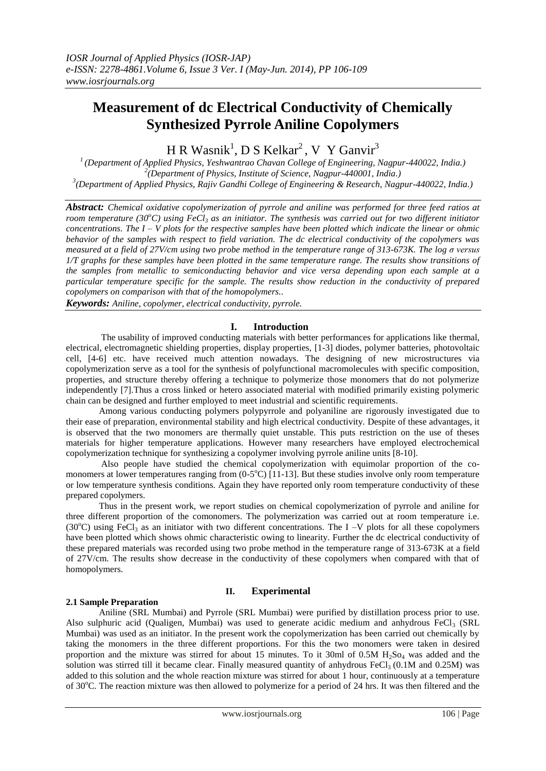# Measurement of dc Electrical Conductivity of Chemically Synthesized Pyrrole Aniline Copolymers

H R Wasnik[1], D S Kelkar[2], V Y Ganvir[3]

[1] (Department of Applied Physics, Yeshwantrao Chavan College of Engineering, Nagpur-440022, India.)
[2] (Department of Physics, Institute of Science, Nagpur-440001, India.)
[3] (Department of Applied Physics, Rajiv Gandhi College of Engineering & Research, Nagpur-440022, India.)

***Abstract:*** *Chemical oxidative copolymerization of pyrrole and aniline was performed for three feed ratios at room temperature ($30^oC$) using $FeCl_3$ as an initiator. The synthesis was carried out for two different initiator concentrations. The I – V plots for the respective samples have been plotted which indicate the linear or ohmic behavior of the samples with respect to field variation. The dc electrical conductivity of the copolymers was measured at a field of 27V/cm using two probe method in the temperature range of 313-673K. The log σ versus 1/T graphs for these samples have been plotted in the same temperature range. The results show transitions of the samples from metallic to semiconducting behavior and vice versa depending upon each sample at a particular temperature specific for the sample. The results show reduction in the conductivity of prepared copolymers on comparison with that of the homopolymers..*

***Keywords:*** *Aniline, copolymer, electrical conductivity, pyrrole.*

## I. Introduction

The usability of improved conducting materials with better performances for applications like thermal, electrical, electromagnetic shielding properties, display properties, [1-3] diodes, polymer batteries, photovoltaic cell, [4-6] etc. have received much attention nowadays. The designing of new microstructures via copolymerization serve as a tool for the synthesis of polyfunctional macromolecules with specific composition, properties, and structure thereby offering a technique to polymerize those monomers that do not polymerize independently [7].Thus a cross linked or hetero associated material with modified primarily existing polymeric chain can be designed and further employed to meet industrial and scientific requirements.

Among various conducting polymers polypyrrole and polyaniline are rigorously investigated due to their ease of preparation, environmental stability and high electrical conductivity. Despite of these advantages, it is observed that the two monomers are thermally quiet unstable. This puts restriction on the use of theses materials for higher temperature applications. However many researchers have employed electrochemical copolymerization technique for synthesizing a copolymer involving pyrrole aniline units [8-10].

Also people have studied the chemical copolymerization with equimolar proportion of the co-monomers at lower temperatures ranging from ($0$-$5^oC$) [11-13]. But these studies involve only room temperature or low temperature synthesis conditions. Again they have reported only room temperature conductivity of these prepared copolymers.

Thus in the present work, we report studies on chemical copolymerization of pyrrole and aniline for three different proportion of the comonomers. The polymerization was carried out at room temperature i.e. ($30^oC$) using $FeCl_3$ as an initiator with two different concentrations. The I –V plots for all these copolymers have been plotted which shows ohmic characteristic owing to linearity. Further the dc electrical conductivity of these prepared materials was recorded using two probe method in the temperature range of 313-673K at a field of 27V/cm. The results show decrease in the conductivity of these copolymers when compared with that of homopolymers.

## II. Experimental

### 2.1 Sample Preparation

Aniline (SRL Mumbai) and Pyrrole (SRL Mumbai) were purified by distillation process prior to use. Also sulphuric acid (Qualigen, Mumbai) was used to generate acidic medium and anhydrous $FeCl_3$ (SRL Mumbai) was used as an initiator. In the present work the copolymerization has been carried out chemically by taking the monomers in the three different proportions. For this the two monomers were taken in desired proportion and the mixture was stirred for about 15 minutes. To it 30ml of 0.5M $H_2So_4$ was added and the solution was stirred till it became clear. Finally measured quantity of anhydrous $FeCl_3$ (0.1M and 0.25M) was added to this solution and the whole reaction mixture was stirred for about 1 hour, continuously at a temperature of $30^oC$. The reaction mixture was then allowed to polymerize for a period of 24 hrs. It was then filtered and the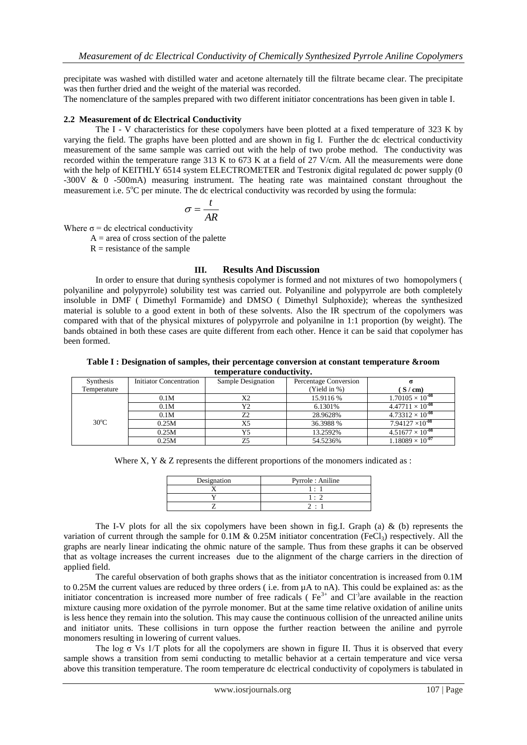precipitate was washed with distilled water and acetone alternately till the filtrate became clear. The precipitate was then further dried and the weight of the material was recorded.

The nomenclature of the samples prepared with two different initiator concentrations has been given in table I.

### 2.2 Measurement of dc Electrical Conductivity

The I - V characteristics for these copolymers have been plotted at a fixed temperature of 323 K by varying the field. The graphs have been plotted and are shown in fig I. Further the dc electrical conductivity measurement of the same sample was carried out with the help of two probe method. The conductivity was recorded within the temperature range 313 K to 673 K at a field of 27 V/cm. All the measurements were done with the help of KEITHLY 6514 system ELECTROMETER and Testronix digital regulated dc power supply (0 -300V & 0 -500mA) measuring instrument. The heating rate was maintained constant throughout the measurement i.e. $5^{o}C$ per minute. The dc electrical conductivity was recorded by using the formula:

$$\sigma = \frac{t}{AR}$$

Where $\sigma$ = dc electrical conductivity

A = area of cross section of the palette

R = resistance of the sample

## III. Results And Discussion

In order to ensure that during synthesis copolymer is formed and not mixtures of two homopolymers ( polyaniline and polypyrrole) solubility test was carried out. Polyaniline and polypyrrole are both completely insoluble in DMF ( Dimethyl Formamide) and DMSO ( Dimethyl Sulphoxide); whereas the synthesized material is soluble to a good extent in both of these solvents. Also the IR spectrum of the copolymers was compared with that of the physical mixtures of polypyrrole and polyanilne in 1:1 proportion (by weight). The bands obtained in both these cases are quite different from each other. Hence it can be said that copolymer has been formed.

**Table I : Designation of samples, their percentage conversion at constant temperature &room temperature conductivity.**

| Synthesis Temperature | Initiator Concentration | Sample Designation | Percentage Conversion (Yield in %) | σ ( S / cm) |
|---|---|---|---|---|
| $30^{o}C$ | 0.1M | X2 | 15.9116 % | $1.70105 \times 10^{-08}$ |
| | 0.1M | Y2 | 6.1301% | $4.47711 \times 10^{-08}$ |
| | 0.1M | Z2 | 28.9628% | $4.73312 \times 10^{-08}$ |
| | 0.25M | X5 | 36.3988 % | $7.94127 \times 10^{-08}$ |
| | 0.25M | Y5 | 13.2592% | $4.51677 \times 10^{-08}$ |
| | 0.25M | Z5 | 54.5236% | $1.18089 \times 10^{-07}$ |

Where X, Y & Z represents the different proportions of the monomers indicated as :

| Designation | Pyrrole : Aniline |
|---|---|
| X | 1 : 1 |
| Y | 1 : 2 |
| Z | 2 : 1 |

The I-V plots for all the six copolymers have been shown in fig.I. Graph (a) & (b) represents the variation of current through the sample for 0.1M & 0.25M initiator concentration ($FeCl_3$) respectively. All the graphs are nearly linear indicating the ohmic nature of the sample. Thus from these graphs it can be observed that as voltage increases the current increases due to the alignment of the charge carriers in the direction of applied field.

The careful observation of both graphs shows that as the initiator concentration is increased from 0.1M to 0.25M the current values are reduced by three orders ( i.e. from µA to nA). This could be explained as: as the initiator concentration is increased more number of free radicals ( $Fe^{3+}$ and $Cl^{-}$)are available in the reaction mixture causing more oxidation of the pyrrole monomer. But at the same time relative oxidation of aniline units is less hence they remain into the solution. This may cause the continuous collision of the unreacted aniline units and initiator units. These collisions in turn oppose the further reaction between the aniline and pyrrole monomers resulting in lowering of current values.

The log σ Vs 1/T plots for all the copolymers are shown in figure II. Thus it is observed that every sample shows a transition from semi conducting to metallic behavior at a certain temperature and vice versa above this transition temperature. The room temperature dc electrical conductivity of copolymers is tabulated in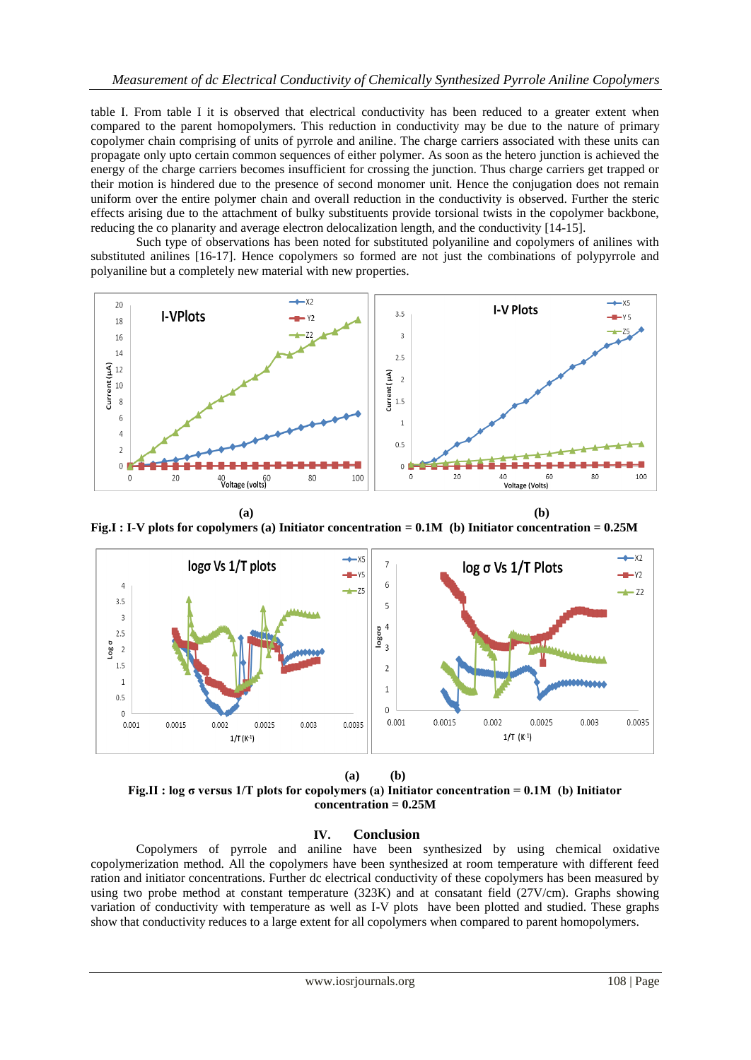table I. From table I it is observed that electrical conductivity has been reduced to a greater extent when compared to the parent homopolymers. This reduction in conductivity may be due to the nature of primary copolymer chain comprising of units of pyrrole and aniline. The charge carriers associated with these units can propagate only upto certain common sequences of either polymer. As soon as the hetero junction is achieved the energy of the charge carriers becomes insufficient for crossing the junction. Thus charge carriers get trapped or their motion is hindered due to the presence of second monomer unit. Hence the conjugation does not remain uniform over the entire polymer chain and overall reduction in the conductivity is observed. Further the steric effects arising due to the attachment of bulky substituents provide torsional twists in the copolymer backbone, reducing the co planarity and average electron delocalization length, and the conductivity [14-15].

Such type of observations has been noted for substituted polyaniline and copolymers of anilines with substituted anilines [16-17]. Hence copolymers so formed are not just the combinations of polypyrrole and polyaniline but a completely new material with new properties.

(a) (b)

**Fig.I : I-V plots for copolymers (a) Initiator concentration = 0.1M (b) Initiator concentration = 0.25M**

(a) (b)

**Fig.II : log σ versus 1/T plots for copolymers (a) Initiator concentration = 0.1M (b) Initiator concentration = 0.25M**

## IV. Conclusion

Copolymers of pyrrole and aniline have been synthesized by using chemical oxidative copolymerization method. All the copolymers have been synthesized at room temperature with different feed ration and initiator concentrations. Further dc electrical conductivity of these copolymers has been measured by using two probe method at constant temperature (323K) and at consatant field (27V/cm). Graphs showing variation of conductivity with temperature as well as I-V plots have been plotted and studied. These graphs show that conductivity reduces to a large extent for all copolymers when compared to parent homopolymers.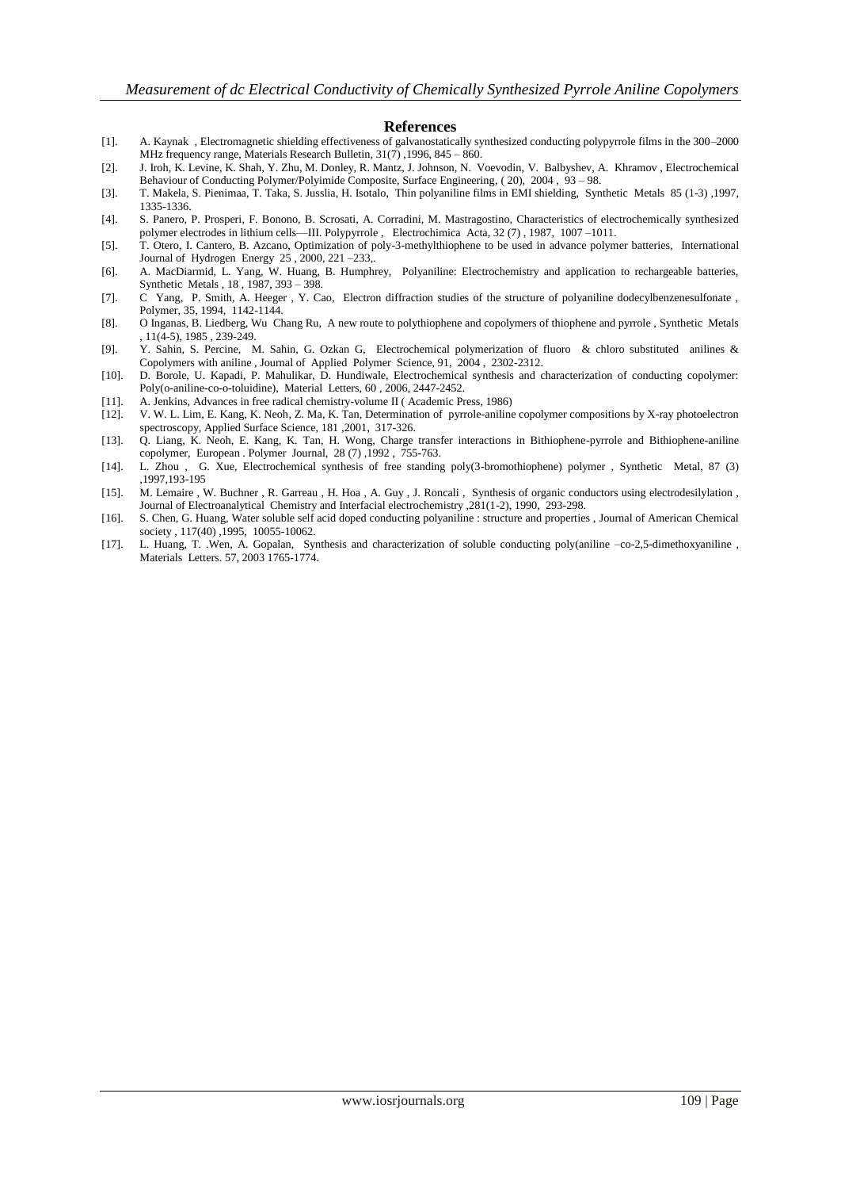## References

[1]. A. Kaynak , Electromagnetic shielding effectiveness of galvanostatically synthesized conducting polypyrrole films in the 300–2000 MHz frequency range, Materials Research Bulletin, 31(7) ,1996, 845 – 860.

[2]. J. Iroh, K. Levine, K. Shah, Y. Zhu, M. Donley, R. Mantz, J. Johnson, N. Voevodin, V. Balbyshev, A. Khramov , Electrochemical Behaviour of Conducting Polymer/Polyimide Composite, Surface Engineering, ( 20), 2004 , 93 – 98.

[3]. T. Makela, S. Pienimaa, T. Taka, S. Jusslia, H. Isotalo, Thin polyaniline films in EMI shielding, Synthetic Metals 85 (1-3) ,1997, 1335-1336.

[4]. S. Panero, P. Prosperi, F. Bonono, B. Scrosati, A. Corradini, M. Mastragostino, Characteristics of electrochemically synthesized polymer electrodes in lithium cells—III. Polypyrrole , Electrochimica Acta, 32 (7) , 1987, 1007 –1011.

[5]. T. Otero, I. Cantero, B. Azcano, Optimization of poly-3-methylthiophene to be used in advance polymer batteries, International Journal of Hydrogen Energy 25 , 2000, 221 –233,.

[6]. A. MacDiarmid, L. Yang, W. Huang, B. Humphrey, Polyaniline: Electrochemistry and application to rechargeable batteries, Synthetic Metals , 18 , 1987, 393 – 398.

[7]. C Yang, P. Smith, A. Heeger , Y. Cao, Electron diffraction studies of the structure of polyaniline dodecylbenzenesulfonate , Polymer, 35, 1994, 1142-1144.

[8]. O Inganas, B. Liedberg, Wu Chang Ru, A new route to polythiophene and copolymers of thiophene and pyrrole , Synthetic Metals , 11(4-5), 1985 , 239-249.

[9]. Y. Sahin, S. Percine, M. Sahin, G. Ozkan G, Electrochemical polymerization of fluoro & chloro substituted anilines & Copolymers with aniline , Journal of Applied Polymer Science, 91, 2004 , 2302-2312.

[10]. D. Borole, U. Kapadi, P. Mahulikar, D. Hundiwale, Electrochemical synthesis and characterization of conducting copolymer: Poly(o-aniline-co-o-toluidine), Material Letters, 60 , 2006, 2447-2452.

[11]. A. Jenkins, Advances in free radical chemistry-volume II ( Academic Press, 1986)

[12]. V. W. L. Lim, E. Kang, K. Neoh, Z. Ma, K. Tan, Determination of pyrrole-aniline copolymer compositions by X-ray photoelectron spectroscopy, Applied Surface Science, 181 ,2001, 317-326.

[13]. Q. Liang, K. Neoh, E. Kang, K. Tan, H. Wong, Charge transfer interactions in Bithiophene-pyrrole and Bithiophene-aniline copolymer, European . Polymer Journal, 28 (7) ,1992 , 755-763.

[14]. L. Zhou , G. Xue, Electrochemical synthesis of free standing poly(3-bromothiophene) polymer , Synthetic Metal, 87 (3) ,1997,193-195

[15]. M. Lemaire , W. Buchner , R. Garreau , H. Hoa , A. Guy , J. Roncali , Synthesis of organic conductors using electrodesilylation , Journal of Electroanalytical Chemistry and Interfacial electrochemistry ,281(1-2), 1990, 293-298.

[16]. S. Chen, G. Huang, Water soluble self acid doped conducting polyaniline : structure and properties , Journal of American Chemical society , 117(40) ,1995, 10055-10062.

[17]. L. Huang, T. .Wen, A. Gopalan, Synthesis and characterization of soluble conducting poly(aniline –co-2,5-dimethoxyaniline , Materials Letters. 57, 2003 1765-1774.